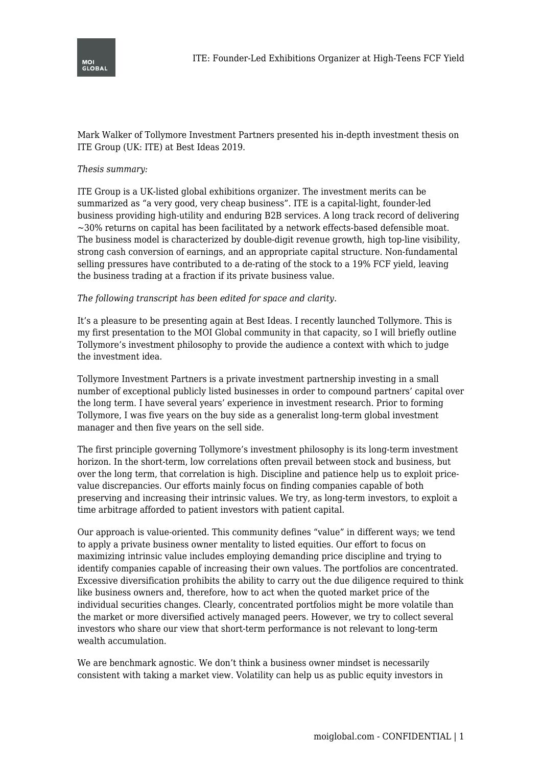Mark Walker of Tollymore Investment Partners presented his in-depth investment thesis on ITE Group (UK: ITE) at Best Ideas 2019.

*Thesis summary:*

ITE Group is a UK-listed global exhibitions organizer. The investment merits can be summarized as "a very good, very cheap business". ITE is a capital-light, founder-led business providing high-utility and enduring B2B services. A long track record of delivering ~30% returns on capital has been facilitated by a network effects-based defensible moat. The business model is characterized by double-digit revenue growth, high top-line visibility, strong cash conversion of earnings, and an appropriate capital structure. Non-fundamental selling pressures have contributed to a de-rating of the stock to a 19% FCF yield, leaving the business trading at a fraction if its private business value.

*The following transcript has been edited for space and clarity.*

It's a pleasure to be presenting again at Best Ideas. I recently launched Tollymore. This is my first presentation to the MOI Global community in that capacity, so I will briefly outline Tollymore's investment philosophy to provide the audience a context with which to judge the investment idea.

Tollymore Investment Partners is a private investment partnership investing in a small number of exceptional publicly listed businesses in order to compound partners' capital over the long term. I have several years' experience in investment research. Prior to forming Tollymore, I was five years on the buy side as a generalist long-term global investment manager and then five years on the sell side.

The first principle governing Tollymore's investment philosophy is its long-term investment horizon. In the short-term, low correlations often prevail between stock and business, but over the long term, that correlation is high. Discipline and patience help us to exploit price-value discrepancies. Our efforts mainly focus on finding companies capable of both preserving and increasing their intrinsic values. We try, as long-term investors, to exploit a time arbitrage afforded to patient investors with patient capital.

Our approach is value-oriented. This community defines "value" in different ways; we tend to apply a private business owner mentality to listed equities. Our effort to focus on maximizing intrinsic value includes employing demanding price discipline and trying to identify companies capable of increasing their own values. The portfolios are concentrated. Excessive diversification prohibits the ability to carry out the due diligence required to think like business owners and, therefore, how to act when the quoted market price of the individual securities changes. Clearly, concentrated portfolios might be more volatile than the market or more diversified actively managed peers. However, we try to collect several investors who share our view that short-term performance is not relevant to long-term wealth accumulation.

We are benchmark agnostic. We don't think a business owner mindset is necessarily consistent with taking a market view. Volatility can help us as public equity investors in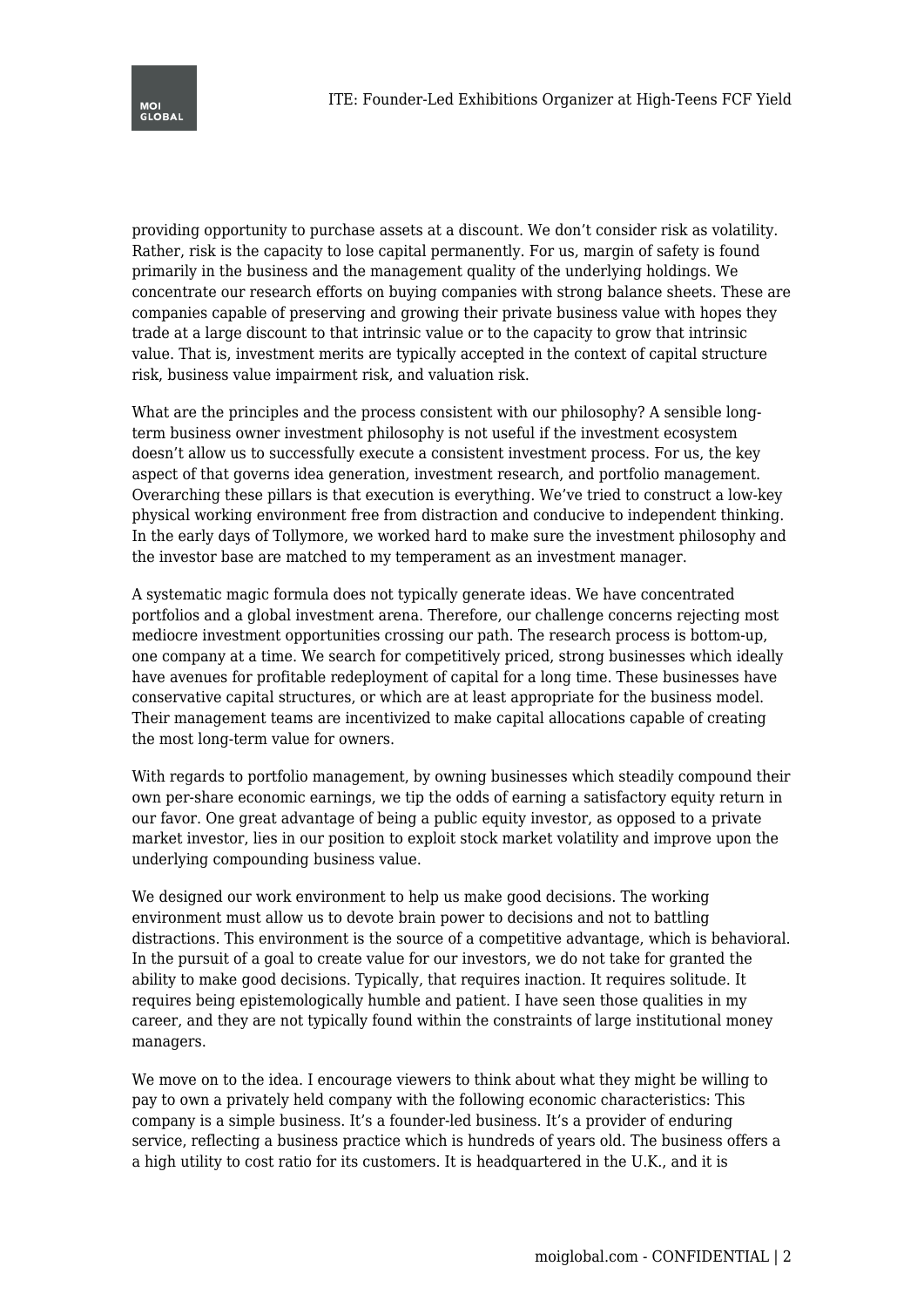providing opportunity to purchase assets at a discount. We don't consider risk as volatility. Rather, risk is the capacity to lose capital permanently. For us, margin of safety is found primarily in the business and the management quality of the underlying holdings. We concentrate our research efforts on buying companies with strong balance sheets. These are companies capable of preserving and growing their private business value with hopes they trade at a large discount to that intrinsic value or to the capacity to grow that intrinsic value. That is, investment merits are typically accepted in the context of capital structure risk, business value impairment risk, and valuation risk.

What are the principles and the process consistent with our philosophy? A sensible long-term business owner investment philosophy is not useful if the investment ecosystem doesn't allow us to successfully execute a consistent investment process. For us, the key aspect of that governs idea generation, investment research, and portfolio management. Overarching these pillars is that execution is everything. We've tried to construct a low-key physical working environment free from distraction and conducive to independent thinking. In the early days of Tollymore, we worked hard to make sure the investment philosophy and the investor base are matched to my temperament as an investment manager.

A systematic magic formula does not typically generate ideas. We have concentrated portfolios and a global investment arena. Therefore, our challenge concerns rejecting most mediocre investment opportunities crossing our path. The research process is bottom-up, one company at a time. We search for competitively priced, strong businesses which ideally have avenues for profitable redeployment of capital for a long time. These businesses have conservative capital structures, or which are at least appropriate for the business model. Their management teams are incentivized to make capital allocations capable of creating the most long-term value for owners.

With regards to portfolio management, by owning businesses which steadily compound their own per-share economic earnings, we tip the odds of earning a satisfactory equity return in our favor. One great advantage of being a public equity investor, as opposed to a private market investor, lies in our position to exploit stock market volatility and improve upon the underlying compounding business value.

We designed our work environment to help us make good decisions. The working environment must allow us to devote brain power to decisions and not to battling distractions. This environment is the source of a competitive advantage, which is behavioral. In the pursuit of a goal to create value for our investors, we do not take for granted the ability to make good decisions. Typically, that requires inaction. It requires solitude. It requires being epistemologically humble and patient. I have seen those qualities in my career, and they are not typically found within the constraints of large institutional money managers.

We move on to the idea. I encourage viewers to think about what they might be willing to pay to own a privately held company with the following economic characteristics: This company is a simple business. It's a founder-led business. It's a provider of enduring service, reflecting a business practice which is hundreds of years old. The business offers a a high utility to cost ratio for its customers. It is headquartered in the U.K., and it is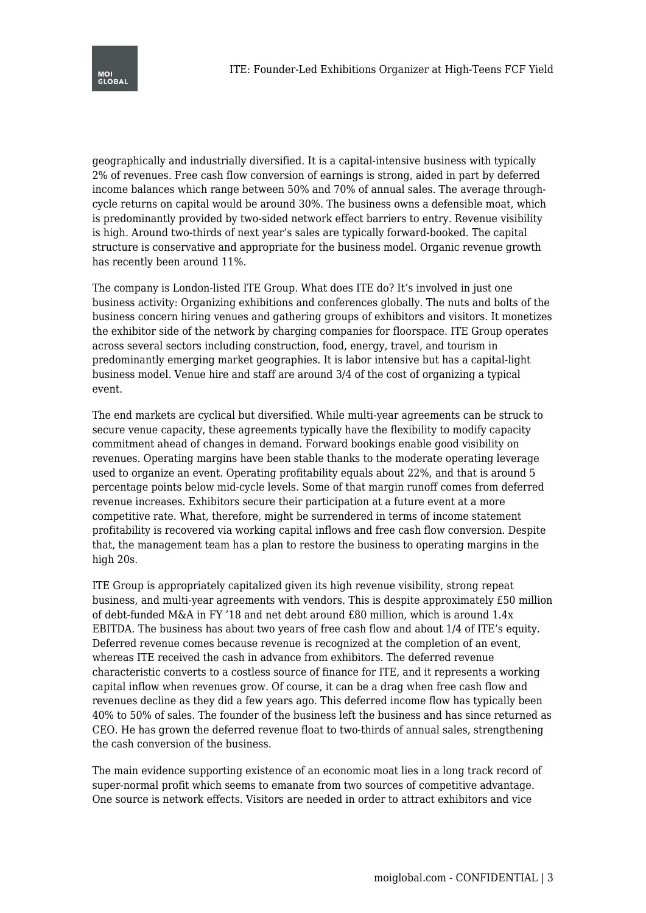geographically and industrially diversified. It is a capital-intensive business with typically 2% of revenues. Free cash flow conversion of earnings is strong, aided in part by deferred income balances which range between 50% and 70% of annual sales. The average through-cycle returns on capital would be around 30%. The business owns a defensible moat, which is predominantly provided by two-sided network effect barriers to entry. Revenue visibility is high. Around two-thirds of next year's sales are typically forward-booked. The capital structure is conservative and appropriate for the business model. Organic revenue growth has recently been around 11%.

The company is London-listed ITE Group. What does ITE do? It's involved in just one business activity: Organizing exhibitions and conferences globally. The nuts and bolts of the business concern hiring venues and gathering groups of exhibitors and visitors. It monetizes the exhibitor side of the network by charging companies for floorspace. ITE Group operates across several sectors including construction, food, energy, travel, and tourism in predominantly emerging market geographies. It is labor intensive but has a capital-light business model. Venue hire and staff are around 3/4 of the cost of organizing a typical event.

The end markets are cyclical but diversified. While multi-year agreements can be struck to secure venue capacity, these agreements typically have the flexibility to modify capacity commitment ahead of changes in demand. Forward bookings enable good visibility on revenues. Operating margins have been stable thanks to the moderate operating leverage used to organize an event. Operating profitability equals about 22%, and that is around 5 percentage points below mid-cycle levels. Some of that margin runoff comes from deferred revenue increases. Exhibitors secure their participation at a future event at a more competitive rate. What, therefore, might be surrendered in terms of income statement profitability is recovered via working capital inflows and free cash flow conversion. Despite that, the management team has a plan to restore the business to operating margins in the high 20s.

ITE Group is appropriately capitalized given its high revenue visibility, strong repeat business, and multi-year agreements with vendors. This is despite approximately £50 million of debt-funded M&A in FY '18 and net debt around £80 million, which is around 1.4x EBITDA. The business has about two years of free cash flow and about 1/4 of ITE's equity. Deferred revenue comes because revenue is recognized at the completion of an event, whereas ITE received the cash in advance from exhibitors. The deferred revenue characteristic converts to a costless source of finance for ITE, and it represents a working capital inflow when revenues grow. Of course, it can be a drag when free cash flow and revenues decline as they did a few years ago. This deferred income flow has typically been 40% to 50% of sales. The founder of the business left the business and has since returned as CEO. He has grown the deferred revenue float to two-thirds of annual sales, strengthening the cash conversion of the business.

The main evidence supporting existence of an economic moat lies in a long track record of super-normal profit which seems to emanate from two sources of competitive advantage. One source is network effects. Visitors are needed in order to attract exhibitors and vice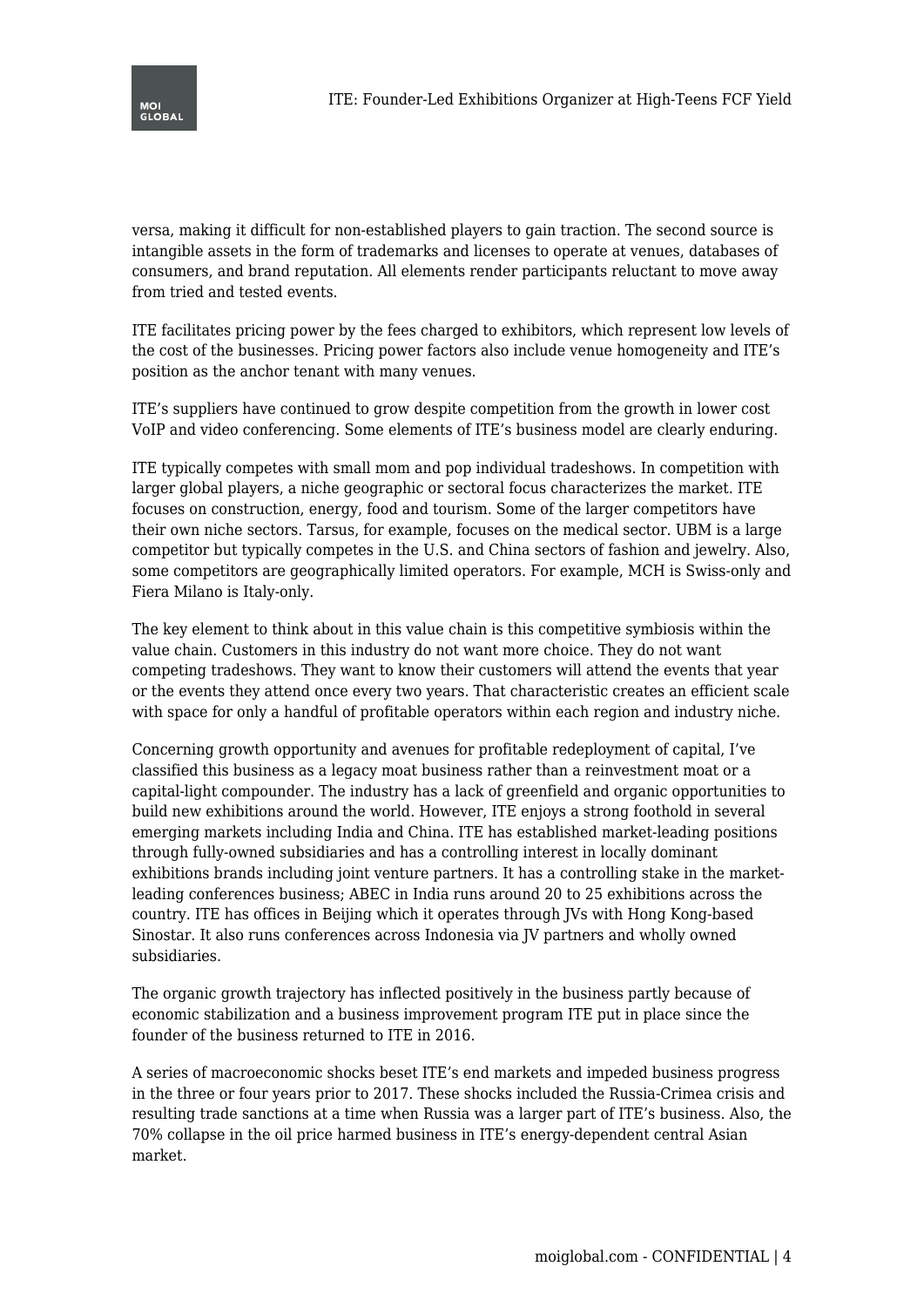versa, making it difficult for non-established players to gain traction. The second source is intangible assets in the form of trademarks and licenses to operate at venues, databases of consumers, and brand reputation. All elements render participants reluctant to move away from tried and tested events.

ITE facilitates pricing power by the fees charged to exhibitors, which represent low levels of the cost of the businesses. Pricing power factors also include venue homogeneity and ITE's position as the anchor tenant with many venues.

ITE's suppliers have continued to grow despite competition from the growth in lower cost VoIP and video conferencing. Some elements of ITE's business model are clearly enduring.

ITE typically competes with small mom and pop individual tradeshows. In competition with larger global players, a niche geographic or sectoral focus characterizes the market. ITE focuses on construction, energy, food and tourism. Some of the larger competitors have their own niche sectors. Tarsus, for example, focuses on the medical sector. UBM is a large competitor but typically competes in the U.S. and China sectors of fashion and jewelry. Also, some competitors are geographically limited operators. For example, MCH is Swiss-only and Fiera Milano is Italy-only.

The key element to think about in this value chain is this competitive symbiosis within the value chain. Customers in this industry do not want more choice. They do not want competing tradeshows. They want to know their customers will attend the events that year or the events they attend once every two years. That characteristic creates an efficient scale with space for only a handful of profitable operators within each region and industry niche.

Concerning growth opportunity and avenues for profitable redeployment of capital, I've classified this business as a legacy moat business rather than a reinvestment moat or a capital-light compounder. The industry has a lack of greenfield and organic opportunities to build new exhibitions around the world. However, ITE enjoys a strong foothold in several emerging markets including India and China. ITE has established market-leading positions through fully-owned subsidiaries and has a controlling interest in locally dominant exhibitions brands including joint venture partners. It has a controlling stake in the market-leading conferences business; ABEC in India runs around 20 to 25 exhibitions across the country. ITE has offices in Beijing which it operates through JVs with Hong Kong-based Sinostar. It also runs conferences across Indonesia via JV partners and wholly owned subsidiaries.

The organic growth trajectory has inflected positively in the business partly because of economic stabilization and a business improvement program ITE put in place since the founder of the business returned to ITE in 2016.

A series of macroeconomic shocks beset ITE's end markets and impeded business progress in the three or four years prior to 2017. These shocks included the Russia-Crimea crisis and resulting trade sanctions at a time when Russia was a larger part of ITE's business. Also, the 70% collapse in the oil price harmed business in ITE's energy-dependent central Asian market.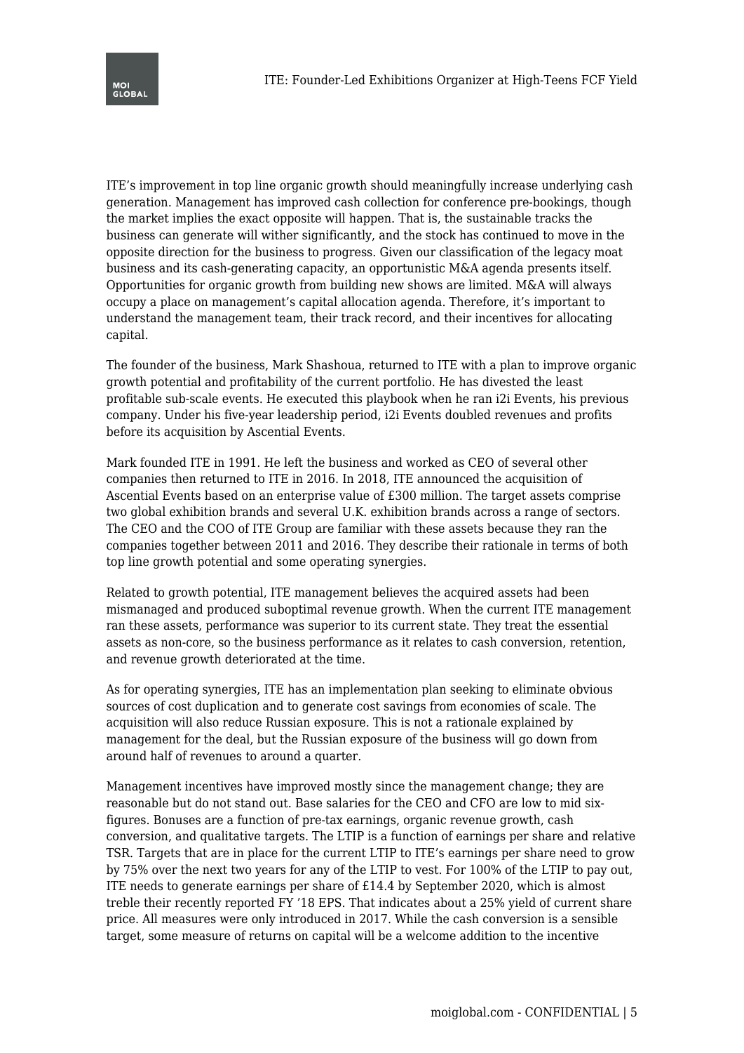ITE's improvement in top line organic growth should meaningfully increase underlying cash generation. Management has improved cash collection for conference pre-bookings, though the market implies the exact opposite will happen. That is, the sustainable tracks the business can generate will wither significantly, and the stock has continued to move in the opposite direction for the business to progress. Given our classification of the legacy moat business and its cash-generating capacity, an opportunistic M&A agenda presents itself. Opportunities for organic growth from building new shows are limited. M&A will always occupy a place on management's capital allocation agenda. Therefore, it's important to understand the management team, their track record, and their incentives for allocating capital.

The founder of the business, Mark Shashoua, returned to ITE with a plan to improve organic growth potential and profitability of the current portfolio. He has divested the least profitable sub-scale events. He executed this playbook when he ran i2i Events, his previous company. Under his five-year leadership period, i2i Events doubled revenues and profits before its acquisition by Ascential Events.

Mark founded ITE in 1991. He left the business and worked as CEO of several other companies then returned to ITE in 2016. In 2018, ITE announced the acquisition of Ascential Events based on an enterprise value of £300 million. The target assets comprise two global exhibition brands and several U.K. exhibition brands across a range of sectors. The CEO and the COO of ITE Group are familiar with these assets because they ran the companies together between 2011 and 2016. They describe their rationale in terms of both top line growth potential and some operating synergies.

Related to growth potential, ITE management believes the acquired assets had been mismanaged and produced suboptimal revenue growth. When the current ITE management ran these assets, performance was superior to its current state. They treat the essential assets as non-core, so the business performance as it relates to cash conversion, retention, and revenue growth deteriorated at the time.

As for operating synergies, ITE has an implementation plan seeking to eliminate obvious sources of cost duplication and to generate cost savings from economies of scale. The acquisition will also reduce Russian exposure. This is not a rationale explained by management for the deal, but the Russian exposure of the business will go down from around half of revenues to around a quarter.

Management incentives have improved mostly since the management change; they are reasonable but do not stand out. Base salaries for the CEO and CFO are low to mid six-figures. Bonuses are a function of pre-tax earnings, organic revenue growth, cash conversion, and qualitative targets. The LTIP is a function of earnings per share and relative TSR. Targets that are in place for the current LTIP to ITE's earnings per share need to grow by 75% over the next two years for any of the LTIP to vest. For 100% of the LTIP to pay out, ITE needs to generate earnings per share of £14.4 by September 2020, which is almost treble their recently reported FY '18 EPS. That indicates about a 25% yield of current share price. All measures were only introduced in 2017. While the cash conversion is a sensible target, some measure of returns on capital will be a welcome addition to the incentive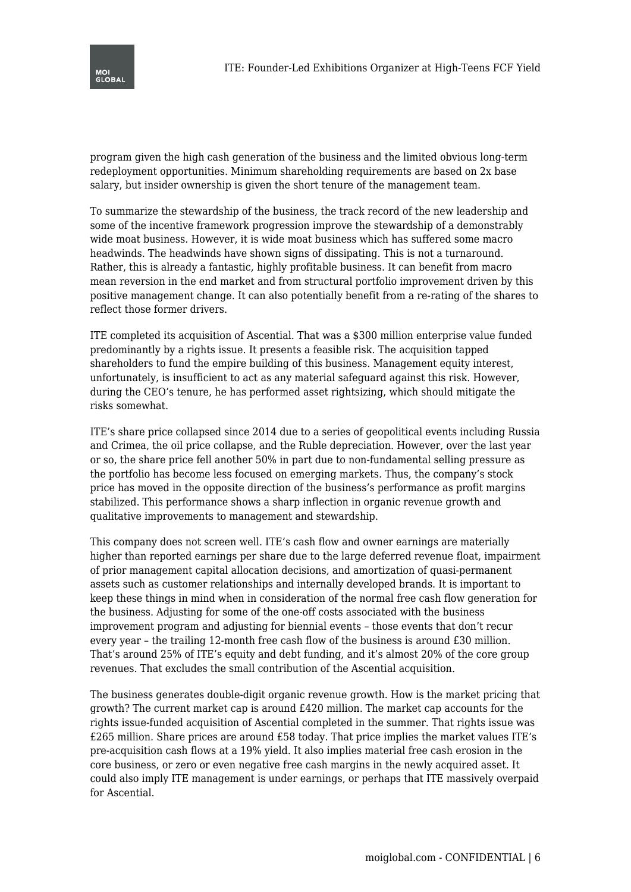program given the high cash generation of the business and the limited obvious long-term redeployment opportunities. Minimum shareholding requirements are based on 2x base salary, but insider ownership is given the short tenure of the management team.

To summarize the stewardship of the business, the track record of the new leadership and some of the incentive framework progression improve the stewardship of a demonstrably wide moat business. However, it is wide moat business which has suffered some macro headwinds. The headwinds have shown signs of dissipating. This is not a turnaround. Rather, this is already a fantastic, highly profitable business. It can benefit from macro mean reversion in the end market and from structural portfolio improvement driven by this positive management change. It can also potentially benefit from a re-rating of the shares to reflect those former drivers.

ITE completed its acquisition of Ascential. That was a $300 million enterprise value funded predominantly by a rights issue. It presents a feasible risk. The acquisition tapped shareholders to fund the empire building of this business. Management equity interest, unfortunately, is insufficient to act as any material safeguard against this risk. However, during the CEO's tenure, he has performed asset rightsizing, which should mitigate the risks somewhat.

ITE's share price collapsed since 2014 due to a series of geopolitical events including Russia and Crimea, the oil price collapse, and the Ruble depreciation. However, over the last year or so, the share price fell another 50% in part due to non-fundamental selling pressure as the portfolio has become less focused on emerging markets. Thus, the company's stock price has moved in the opposite direction of the business's performance as profit margins stabilized. This performance shows a sharp inflection in organic revenue growth and qualitative improvements to management and stewardship.

This company does not screen well. ITE's cash flow and owner earnings are materially higher than reported earnings per share due to the large deferred revenue float, impairment of prior management capital allocation decisions, and amortization of quasi-permanent assets such as customer relationships and internally developed brands. It is important to keep these things in mind when in consideration of the normal free cash flow generation for the business. Adjusting for some of the one-off costs associated with the business improvement program and adjusting for biennial events – those events that don't recur every year – the trailing 12-month free cash flow of the business is around £30 million. That's around 25% of ITE's equity and debt funding, and it's almost 20% of the core group revenues. That excludes the small contribution of the Ascential acquisition.

The business generates double-digit organic revenue growth. How is the market pricing that growth? The current market cap is around £420 million. The market cap accounts for the rights issue-funded acquisition of Ascential completed in the summer. That rights issue was £265 million. Share prices are around £58 today. That price implies the market values ITE's pre-acquisition cash flows at a 19% yield. It also implies material free cash erosion in the core business, or zero or even negative free cash margins in the newly acquired asset. It could also imply ITE management is under earnings, or perhaps that ITE massively overpaid for Ascential.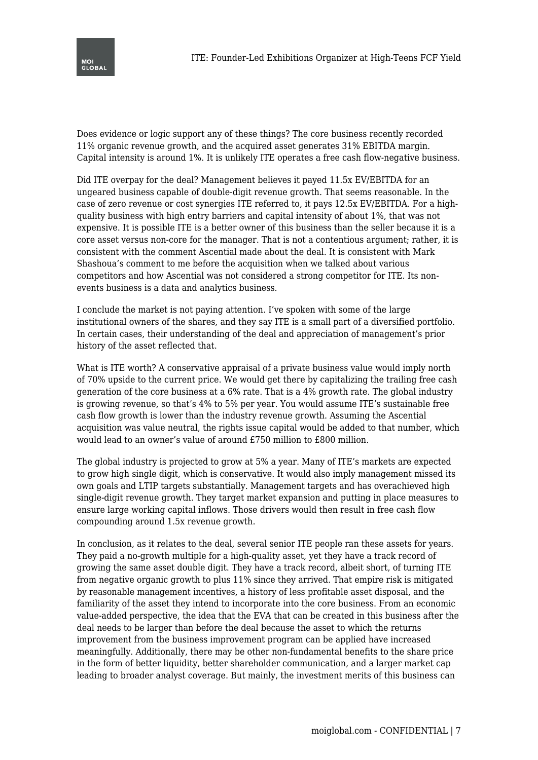Does evidence or logic support any of these things? The core business recently recorded 11% organic revenue growth, and the acquired asset generates 31% EBITDA margin. Capital intensity is around 1%. It is unlikely ITE operates a free cash flow-negative business.

Did ITE overpay for the deal? Management believes it payed 11.5x EV/EBITDA for an ungeared business capable of double-digit revenue growth. That seems reasonable. In the case of zero revenue or cost synergies ITE referred to, it pays 12.5x EV/EBITDA. For a high-quality business with high entry barriers and capital intensity of about 1%, that was not expensive. It is possible ITE is a better owner of this business than the seller because it is a core asset versus non-core for the manager. That is not a contentious argument; rather, it is consistent with the comment Ascential made about the deal. It is consistent with Mark Shashoua's comment to me before the acquisition when we talked about various competitors and how Ascential was not considered a strong competitor for ITE. Its non-events business is a data and analytics business.

I conclude the market is not paying attention. I've spoken with some of the large institutional owners of the shares, and they say ITE is a small part of a diversified portfolio. In certain cases, their understanding of the deal and appreciation of management's prior history of the asset reflected that.

What is ITE worth? A conservative appraisal of a private business value would imply north of 70% upside to the current price. We would get there by capitalizing the trailing free cash generation of the core business at a 6% rate. That is a 4% growth rate. The global industry is growing revenue, so that's 4% to 5% per year. You would assume ITE's sustainable free cash flow growth is lower than the industry revenue growth. Assuming the Ascential acquisition was value neutral, the rights issue capital would be added to that number, which would lead to an owner's value of around £750 million to £800 million.

The global industry is projected to grow at 5% a year. Many of ITE's markets are expected to grow high single digit, which is conservative. It would also imply management missed its own goals and LTIP targets substantially. Management targets and has overachieved high single-digit revenue growth. They target market expansion and putting in place measures to ensure large working capital inflows. Those drivers would then result in free cash flow compounding around 1.5x revenue growth.

In conclusion, as it relates to the deal, several senior ITE people ran these assets for years. They paid a no-growth multiple for a high-quality asset, yet they have a track record of growing the same asset double digit. They have a track record, albeit short, of turning ITE from negative organic growth to plus 11% since they arrived. That empire risk is mitigated by reasonable management incentives, a history of less profitable asset disposal, and the familiarity of the asset they intend to incorporate into the core business. From an economic value-added perspective, the idea that the EVA that can be created in this business after the deal needs to be larger than before the deal because the asset to which the returns improvement from the business improvement program can be applied have increased meaningfully. Additionally, there may be other non-fundamental benefits to the share price in the form of better liquidity, better shareholder communication, and a larger market cap leading to broader analyst coverage. But mainly, the investment merits of this business can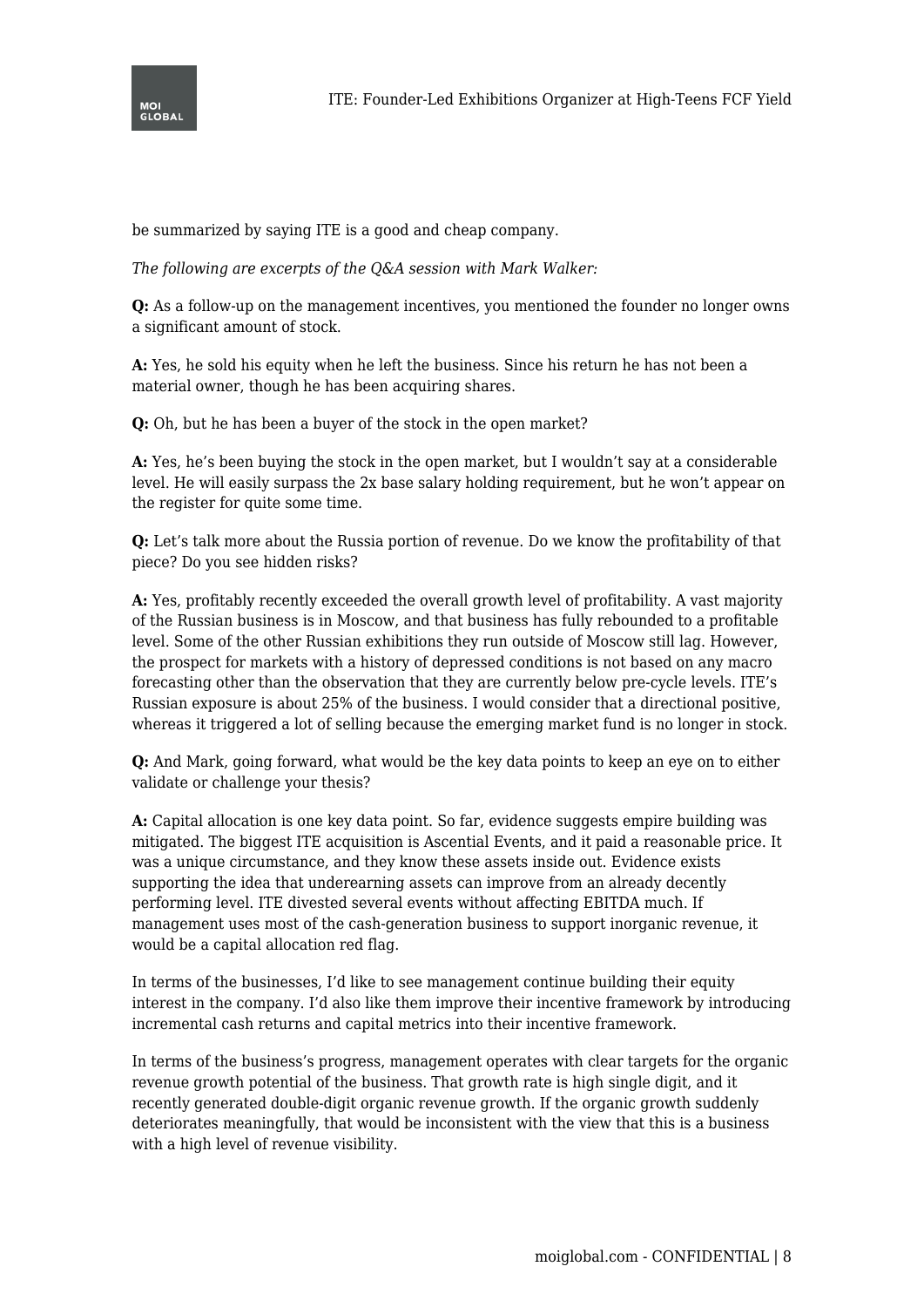be summarized by saying ITE is a good and cheap company.

*The following are excerpts of the Q&A session with Mark Walker:*

**Q:** As a follow-up on the management incentives, you mentioned the founder no longer owns a significant amount of stock.

**A:** Yes, he sold his equity when he left the business. Since his return he has not been a material owner, though he has been acquiring shares.

**Q:** Oh, but he has been a buyer of the stock in the open market?

**A:** Yes, he's been buying the stock in the open market, but I wouldn't say at a considerable level. He will easily surpass the 2x base salary holding requirement, but he won't appear on the register for quite some time.

**Q:** Let's talk more about the Russia portion of revenue. Do we know the profitability of that piece? Do you see hidden risks?

**A:** Yes, profitably recently exceeded the overall growth level of profitability. A vast majority of the Russian business is in Moscow, and that business has fully rebounded to a profitable level. Some of the other Russian exhibitions they run outside of Moscow still lag. However, the prospect for markets with a history of depressed conditions is not based on any macro forecasting other than the observation that they are currently below pre-cycle levels. ITE's Russian exposure is about 25% of the business. I would consider that a directional positive, whereas it triggered a lot of selling because the emerging market fund is no longer in stock.

**Q:** And Mark, going forward, what would be the key data points to keep an eye on to either validate or challenge your thesis?

**A:** Capital allocation is one key data point. So far, evidence suggests empire building was mitigated. The biggest ITE acquisition is Ascential Events, and it paid a reasonable price. It was a unique circumstance, and they know these assets inside out. Evidence exists supporting the idea that underearning assets can improve from an already decently performing level. ITE divested several events without affecting EBITDA much. If management uses most of the cash-generation business to support inorganic revenue, it would be a capital allocation red flag.

In terms of the businesses, I'd like to see management continue building their equity interest in the company. I'd also like them improve their incentive framework by introducing incremental cash returns and capital metrics into their incentive framework.

In terms of the business's progress, management operates with clear targets for the organic revenue growth potential of the business. That growth rate is high single digit, and it recently generated double-digit organic revenue growth. If the organic growth suddenly deteriorates meaningfully, that would be inconsistent with the view that this is a business with a high level of revenue visibility.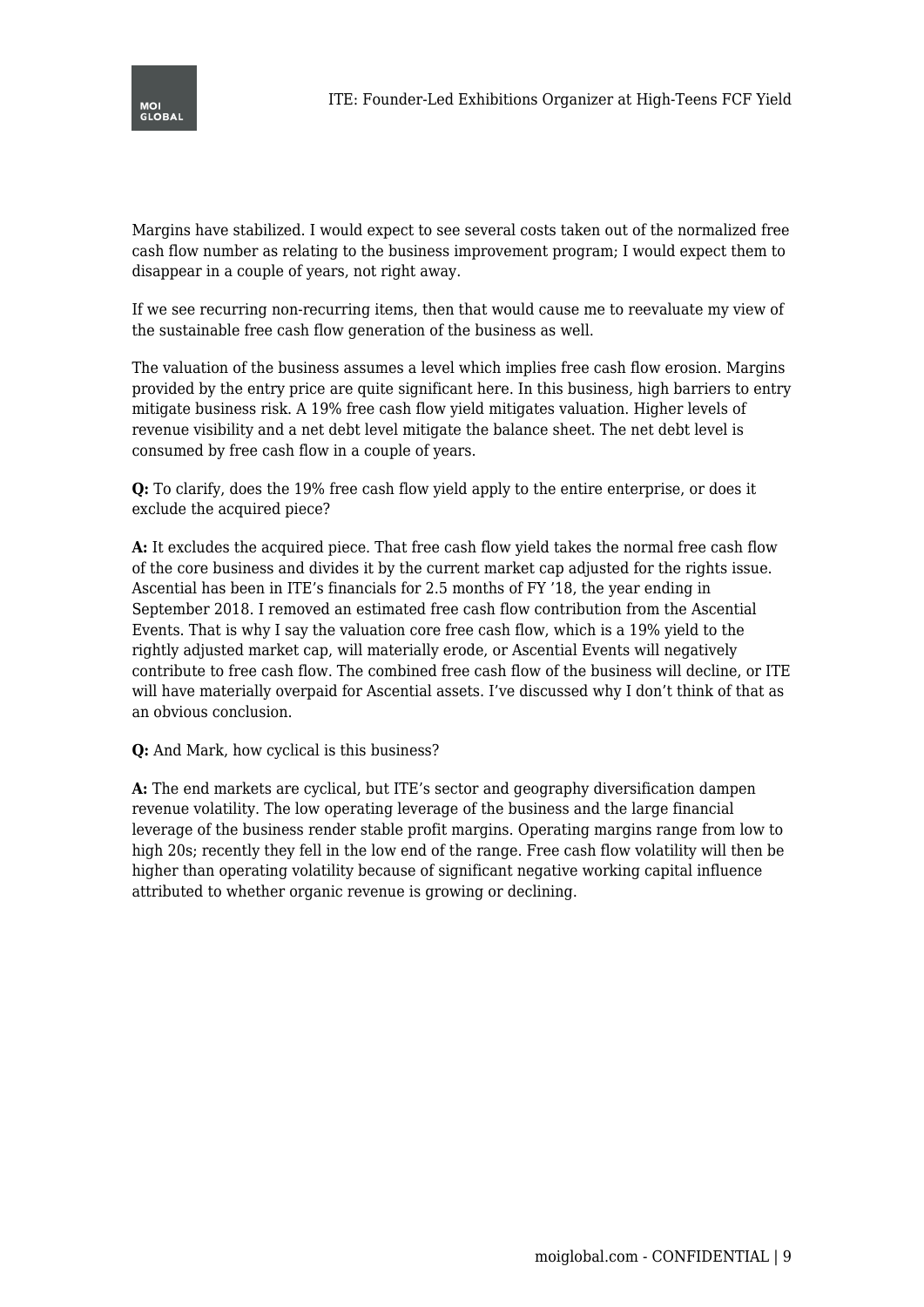Margins have stabilized. I would expect to see several costs taken out of the normalized free cash flow number as relating to the business improvement program; I would expect them to disappear in a couple of years, not right away.

If we see recurring non-recurring items, then that would cause me to reevaluate my view of the sustainable free cash flow generation of the business as well.

The valuation of the business assumes a level which implies free cash flow erosion. Margins provided by the entry price are quite significant here. In this business, high barriers to entry mitigate business risk. A 19% free cash flow yield mitigates valuation. Higher levels of revenue visibility and a net debt level mitigate the balance sheet. The net debt level is consumed by free cash flow in a couple of years.

**Q:** To clarify, does the 19% free cash flow yield apply to the entire enterprise, or does it exclude the acquired piece?

**A:** It excludes the acquired piece. That free cash flow yield takes the normal free cash flow of the core business and divides it by the current market cap adjusted for the rights issue. Ascential has been in ITE's financials for 2.5 months of FY '18, the year ending in September 2018. I removed an estimated free cash flow contribution from the Ascential Events. That is why I say the valuation core free cash flow, which is a 19% yield to the rightly adjusted market cap, will materially erode, or Ascential Events will negatively contribute to free cash flow. The combined free cash flow of the business will decline, or ITE will have materially overpaid for Ascential assets. I've discussed why I don't think of that as an obvious conclusion.

**Q:** And Mark, how cyclical is this business?

**A:** The end markets are cyclical, but ITE's sector and geography diversification dampen revenue volatility. The low operating leverage of the business and the large financial leverage of the business render stable profit margins. Operating margins range from low to high 20s; recently they fell in the low end of the range. Free cash flow volatility will then be higher than operating volatility because of significant negative working capital influence attributed to whether organic revenue is growing or declining.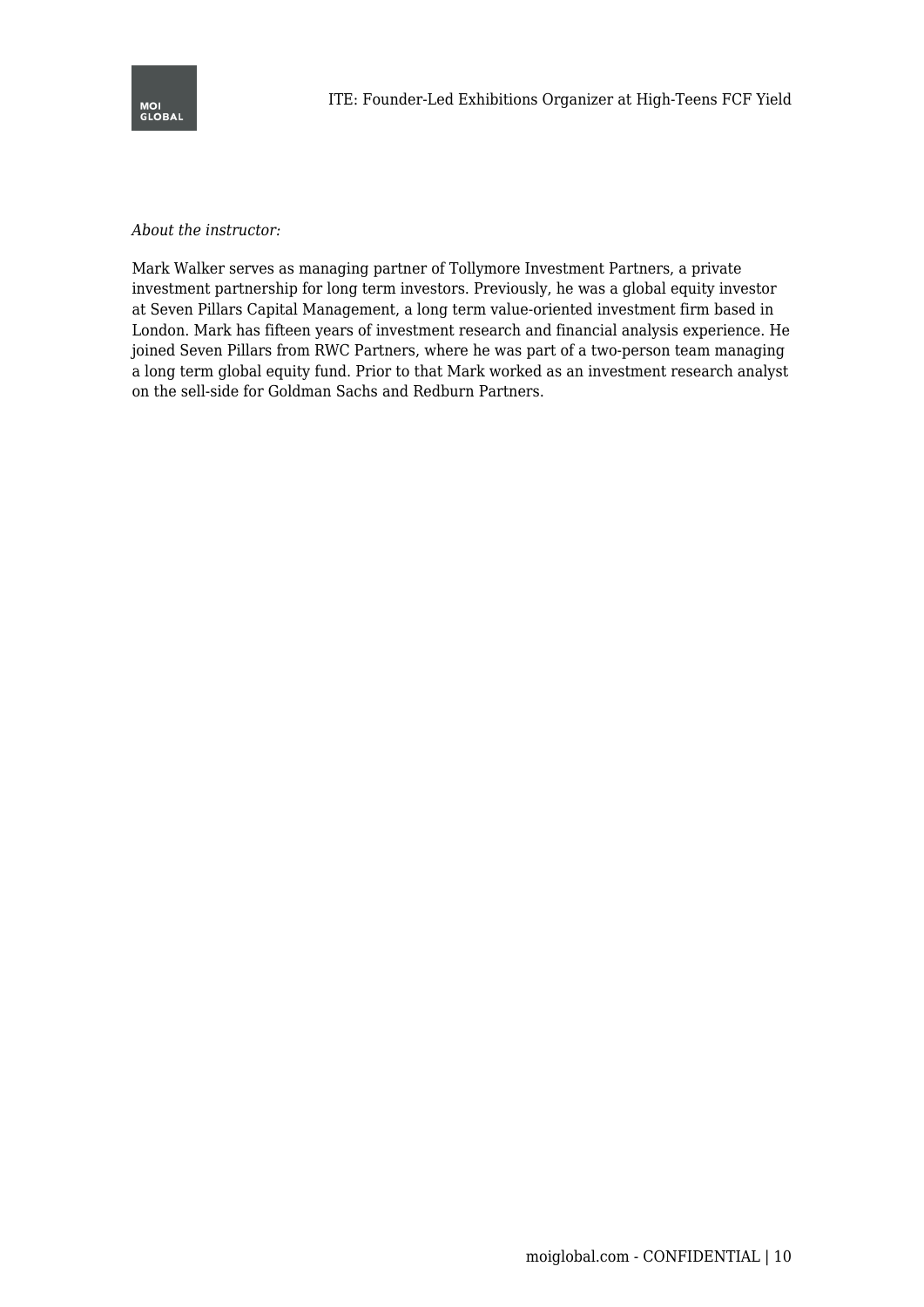*About the instructor:*

Mark Walker serves as managing partner of Tollymore Investment Partners, a private investment partnership for long term investors. Previously, he was a global equity investor at Seven Pillars Capital Management, a long term value-oriented investment firm based in London. Mark has fifteen years of investment research and financial analysis experience. He joined Seven Pillars from RWC Partners, where he was part of a two-person team managing a long term global equity fund. Prior to that Mark worked as an investment research analyst on the sell-side for Goldman Sachs and Redburn Partners.